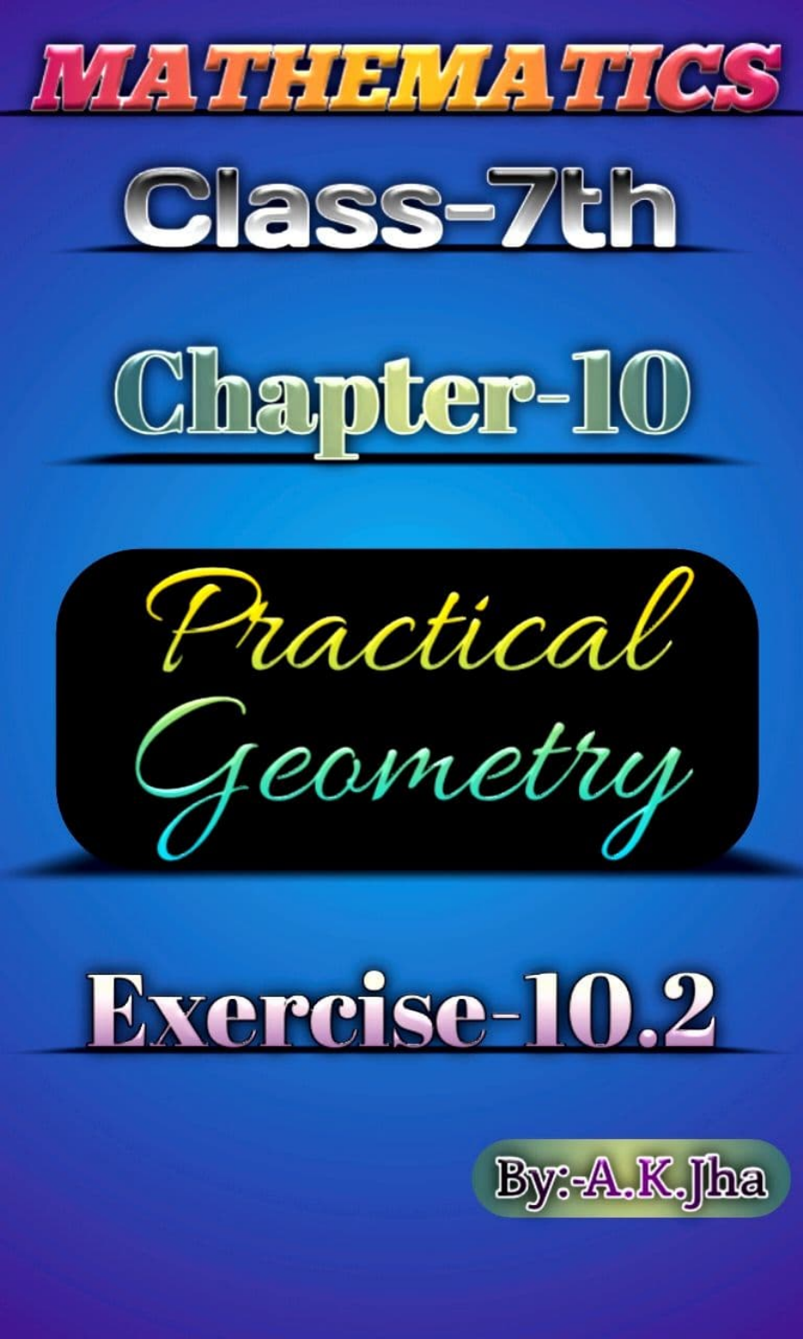# MATHEMATICS

## Class-7th

## Chapter-10

# Practical Geometry

## Exercise-10.2

By:-A.K.Jha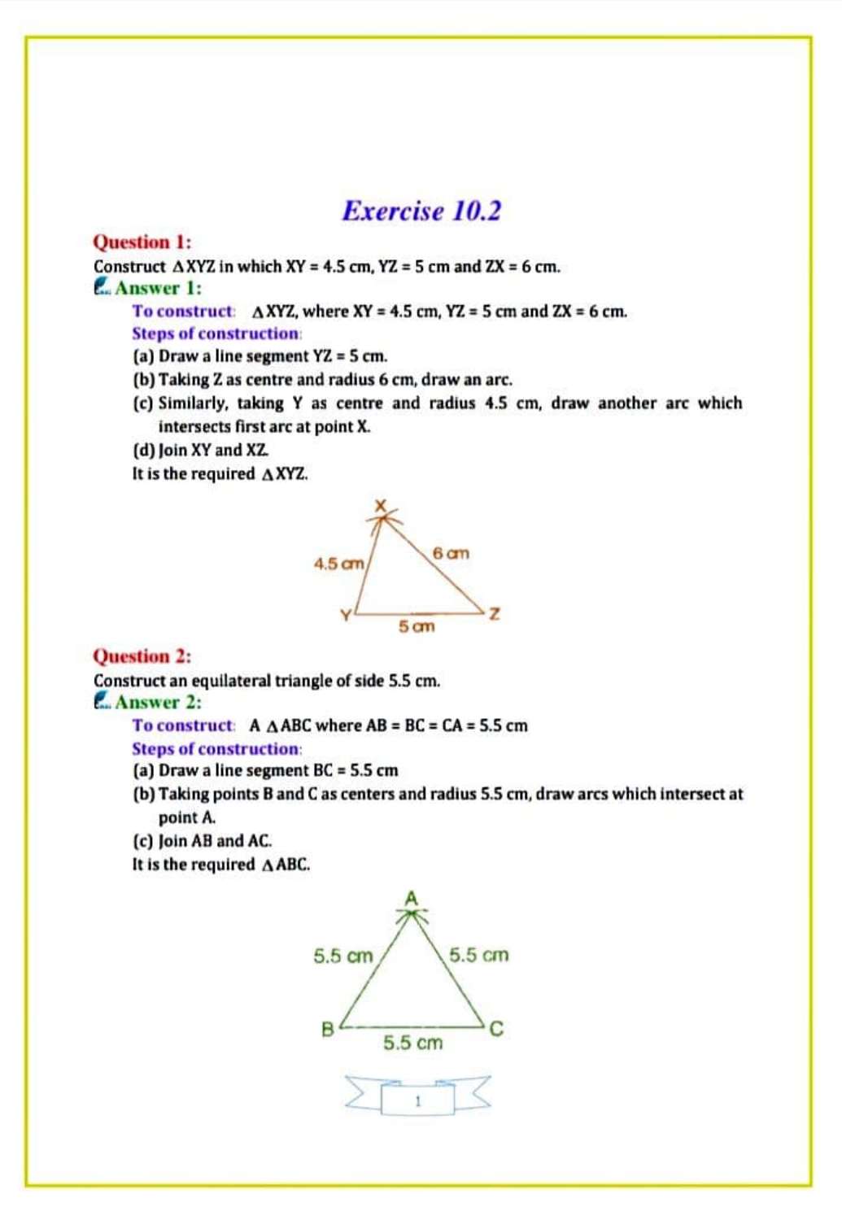# Exercise 10.2

**Question 1:**

Construct $\Delta XYZ$ in which XY = 4.5 cm, YZ = 5 cm and ZX = 6 cm.

**Answer 1:**

**To construct:** $\Delta XYZ$, where XY = 4.5 cm, YZ = 5 cm and ZX = 6 cm.

**Steps of construction:**

(a) Draw a line segment YZ = 5 cm.

(b) Taking Z as centre and radius 6 cm, draw an arc.

(c) Similarly, taking Y as centre and radius 4.5 cm, draw another arc which intersects first arc at point X.

(d) Join XY and XZ.

It is the required $\Delta XYZ$.

**Question 2:**

Construct an equilateral triangle of side 5.5 cm.

**Answer 2:**

**To construct:** A $\Delta ABC$ where AB = BC = CA = 5.5 cm

**Steps of construction:**

(a) Draw a line segment BC = 5.5 cm

(b) Taking points B and C as centers and radius 5.5 cm, draw arcs which intersect at point A.

(c) Join AB and AC.

It is the required $\Delta ABC$.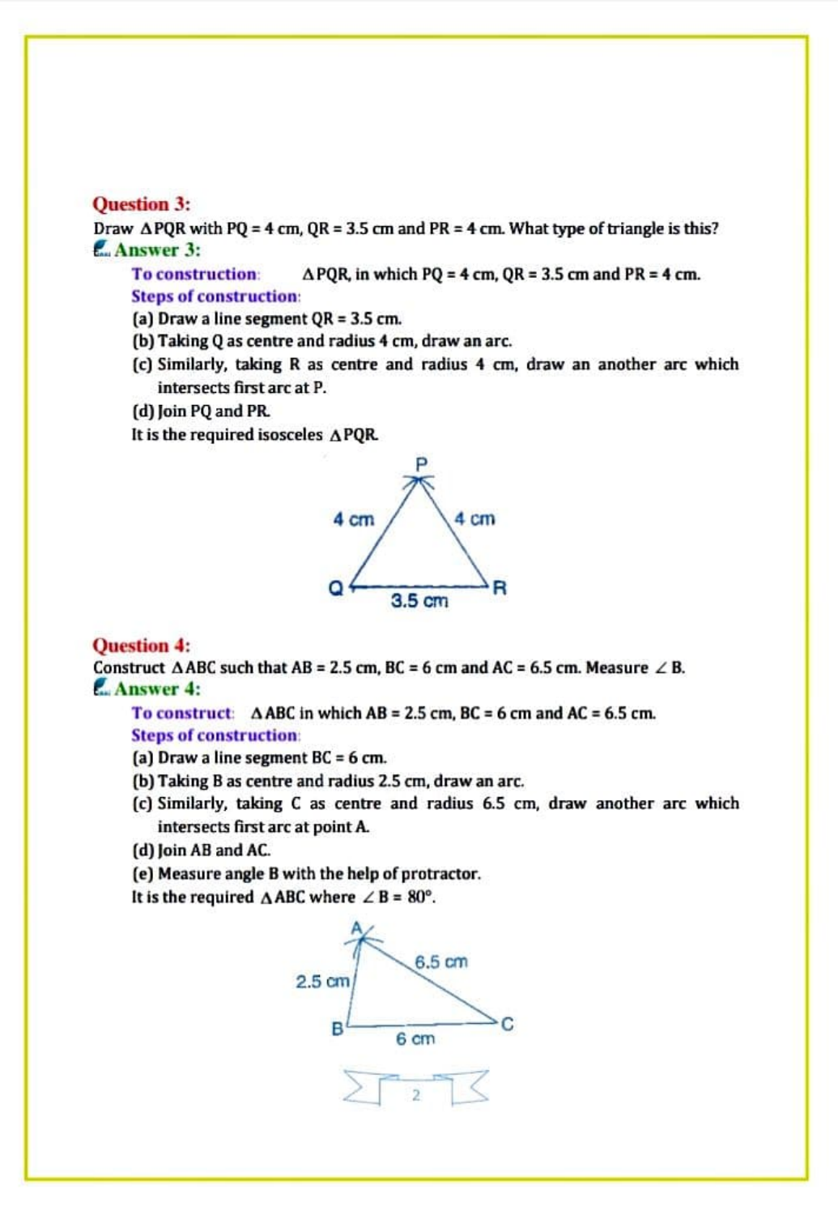## Question 3:

Draw $\Delta PQR$ with $PQ = 4$ cm, $QR = 3.5$ cm and $PR = 4$ cm. What type of triangle is this?

### Answer 3:

**To construction:** $\Delta PQR$, in which $PQ = 4$ cm, $QR = 3.5$ cm and $PR = 4$ cm.

**Steps of construction:**

(a) Draw a line segment $QR = 3.5$ cm.

(b) Taking Q as centre and radius 4 cm, draw an arc.

(c) Similarly, taking R as centre and radius 4 cm, draw an another arc which intersects first arc at P.

(d) Join PQ and PR.

It is the required isosceles $\Delta PQR$.

P
4 cm
4 cm
Q
R
3.5 cm

## Question 4:

Construct $\Delta ABC$ such that $AB = 2.5$ cm, $BC = 6$ cm and $AC = 6.5$ cm. Measure $\angle B$.

### Answer 4:

**To construct:** $\Delta ABC$ in which $AB = 2.5$ cm, $BC = 6$ cm and $AC = 6.5$ cm.

**Steps of construction:**

(a) Draw a line segment $BC = 6$ cm.

(b) Taking B as centre and radius 2.5 cm, draw an arc.

(c) Similarly, taking C as centre and radius 6.5 cm, draw another arc which intersects first arc at point A.

(d) Join AB and AC.

(e) Measure angle B with the help of protractor.

It is the required $\Delta ABC$ where $\angle B = 80°$.

A
6.5 cm
2.5 cm
B
C
6 cm